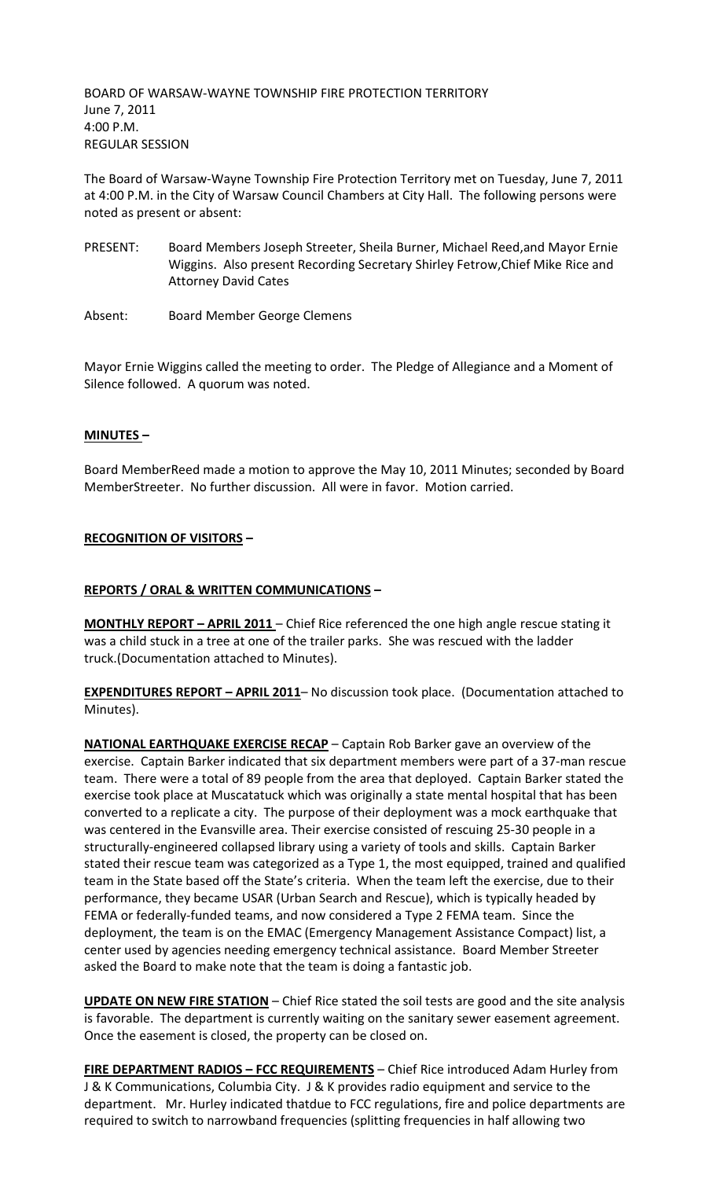BOARD OF WARSAW-WAYNE TOWNSHIP FIRE PROTECTION TERRITORY
June 7, 2011
4:00 P.M.
REGULAR SESSION

The Board of Warsaw-Wayne Township Fire Protection Territory met on Tuesday, June 7, 2011 at 4:00 P.M. in the City of Warsaw Council Chambers at City Hall. The following persons were noted as present or absent:

PRESENT: Board Members Joseph Streeter, Sheila Burner, Michael Reed,and Mayor Ernie Wiggins. Also present Recording Secretary Shirley Fetrow,Chief Mike Rice and Attorney David Cates

Absent: Board Member George Clemens

Mayor Ernie Wiggins called the meeting to order. The Pledge of Allegiance and a Moment of Silence followed. A quorum was noted.

**MINUTES –**

Board MemberReed made a motion to approve the May 10, 2011 Minutes; seconded by Board MemberStreeter. No further discussion. All were in favor. Motion carried.

**RECOGNITION OF VISITORS –**

**REPORTS / ORAL & WRITTEN COMMUNICATIONS –**

**MONTHLY REPORT – APRIL 2011** – Chief Rice referenced the one high angle rescue stating it was a child stuck in a tree at one of the trailer parks. She was rescued with the ladder truck.(Documentation attached to Minutes).

**EXPENDITURES REPORT – APRIL 2011**– No discussion took place. (Documentation attached to Minutes).

**NATIONAL EARTHQUAKE EXERCISE RECAP** – Captain Rob Barker gave an overview of the exercise. Captain Barker indicated that six department members were part of a 37-man rescue team. There were a total of 89 people from the area that deployed. Captain Barker stated the exercise took place at Muscatatuck which was originally a state mental hospital that has been converted to a replicate a city. The purpose of their deployment was a mock earthquake that was centered in the Evansville area. Their exercise consisted of rescuing 25-30 people in a structurally-engineered collapsed library using a variety of tools and skills. Captain Barker stated their rescue team was categorized as a Type 1, the most equipped, trained and qualified team in the State based off the State's criteria. When the team left the exercise, due to their performance, they became USAR (Urban Search and Rescue), which is typically headed by FEMA or federally-funded teams, and now considered a Type 2 FEMA team. Since the deployment, the team is on the EMAC (Emergency Management Assistance Compact) list, a center used by agencies needing emergency technical assistance. Board Member Streeter asked the Board to make note that the team is doing a fantastic job.

**UPDATE ON NEW FIRE STATION** – Chief Rice stated the soil tests are good and the site analysis is favorable. The department is currently waiting on the sanitary sewer easement agreement. Once the easement is closed, the property can be closed on.

**FIRE DEPARTMENT RADIOS – FCC REQUIREMENTS** – Chief Rice introduced Adam Hurley from J & K Communications, Columbia City. J & K provides radio equipment and service to the department. Mr. Hurley indicated thatdue to FCC regulations, fire and police departments are required to switch to narrowband frequencies (splitting frequencies in half allowing two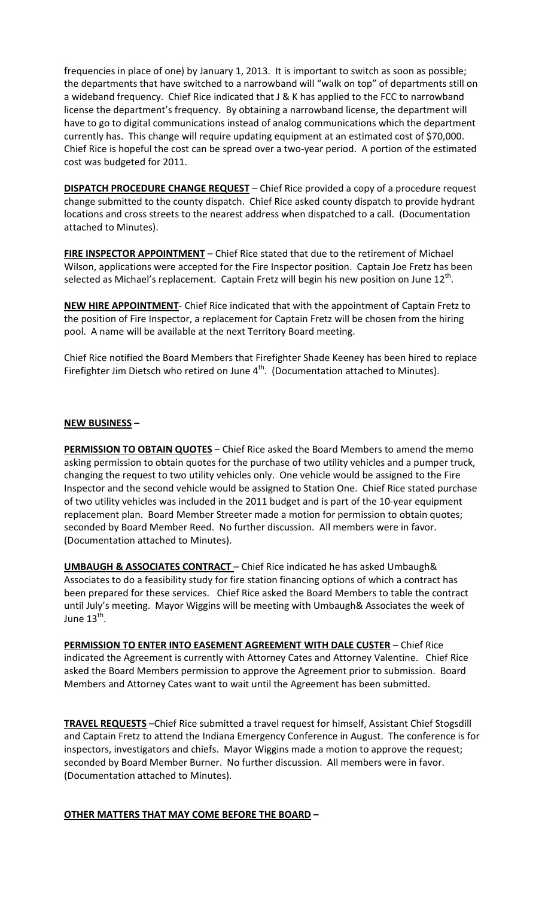frequencies in place of one) by January 1, 2013. It is important to switch as soon as possible; the departments that have switched to a narrowband will "walk on top" of departments still on a wideband frequency. Chief Rice indicated that J & K has applied to the FCC to narrowband license the department's frequency. By obtaining a narrowband license, the department will have to go to digital communications instead of analog communications which the department currently has. This change will require updating equipment at an estimated cost of $70,000. Chief Rice is hopeful the cost can be spread over a two-year period. A portion of the estimated cost was budgeted for 2011.

**DISPATCH PROCEDURE CHANGE REQUEST** – Chief Rice provided a copy of a procedure request change submitted to the county dispatch. Chief Rice asked county dispatch to provide hydrant locations and cross streets to the nearest address when dispatched to a call. (Documentation attached to Minutes).

**FIRE INSPECTOR APPOINTMENT** – Chief Rice stated that due to the retirement of Michael Wilson, applications were accepted for the Fire Inspector position. Captain Joe Fretz has been selected as Michael's replacement. Captain Fretz will begin his new position on June 12th.

**NEW HIRE APPOINTMENT**- Chief Rice indicated that with the appointment of Captain Fretz to the position of Fire Inspector, a replacement for Captain Fretz will be chosen from the hiring pool. A name will be available at the next Territory Board meeting.

Chief Rice notified the Board Members that Firefighter Shade Keeney has been hired to replace Firefighter Jim Dietsch who retired on June 4th. (Documentation attached to Minutes).

**NEW BUSINESS –**

**PERMISSION TO OBTAIN QUOTES** – Chief Rice asked the Board Members to amend the memo asking permission to obtain quotes for the purchase of two utility vehicles and a pumper truck, changing the request to two utility vehicles only. One vehicle would be assigned to the Fire Inspector and the second vehicle would be assigned to Station One. Chief Rice stated purchase of two utility vehicles was included in the 2011 budget and is part of the 10-year equipment replacement plan. Board Member Streeter made a motion for permission to obtain quotes; seconded by Board Member Reed. No further discussion. All members were in favor. (Documentation attached to Minutes).

**UMBAUGH & ASSOCIATES CONTRACT** – Chief Rice indicated he has asked Umbaugh& Associates to do a feasibility study for fire station financing options of which a contract has been prepared for these services. Chief Rice asked the Board Members to table the contract until July's meeting. Mayor Wiggins will be meeting with Umbaugh& Associates the week of June 13th.

**PERMISSION TO ENTER INTO EASEMENT AGREEMENT WITH DALE CUSTER** – Chief Rice indicated the Agreement is currently with Attorney Cates and Attorney Valentine. Chief Rice asked the Board Members permission to approve the Agreement prior to submission. Board Members and Attorney Cates want to wait until the Agreement has been submitted.

**TRAVEL REQUESTS** –Chief Rice submitted a travel request for himself, Assistant Chief Stogsdill and Captain Fretz to attend the Indiana Emergency Conference in August. The conference is for inspectors, investigators and chiefs. Mayor Wiggins made a motion to approve the request; seconded by Board Member Burner. No further discussion. All members were in favor. (Documentation attached to Minutes).

**OTHER MATTERS THAT MAY COME BEFORE THE BOARD –**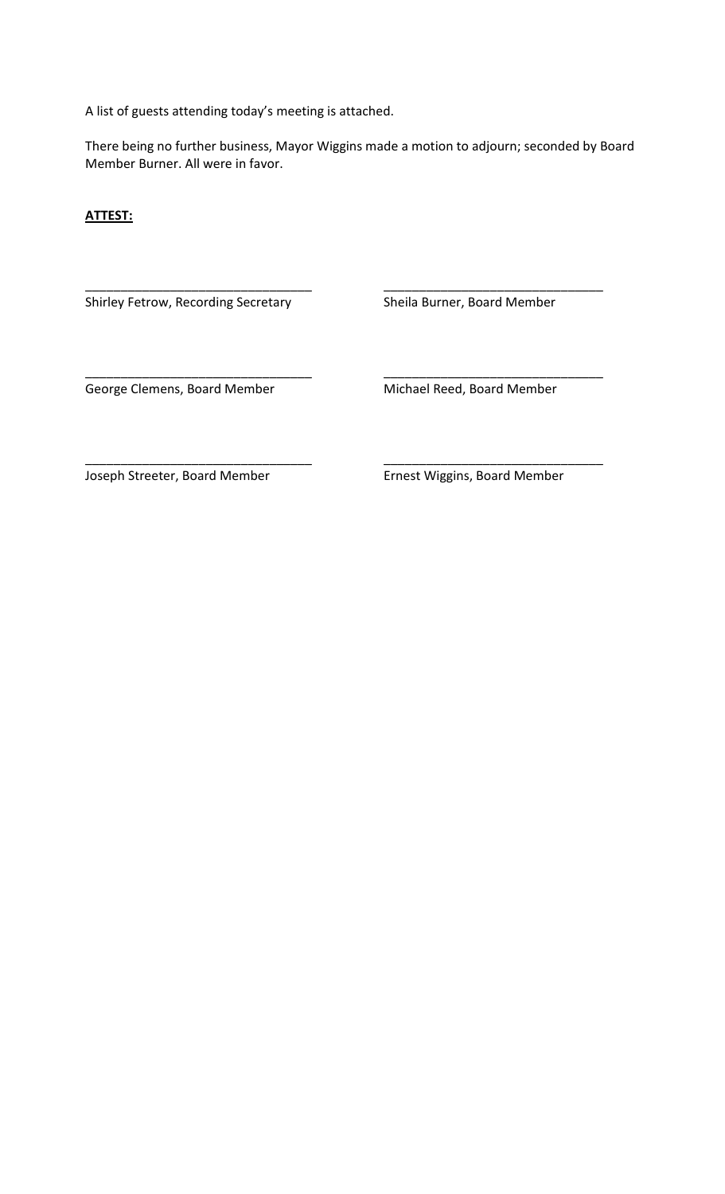A list of guests attending today's meeting is attached.

There being no further business, Mayor Wiggins made a motion to adjourn; seconded by Board Member Burner. All were in favor.

**ATTEST:**

| | |
|---|---|
| _______________________________ | _______________________________ |
| Shirley Fetrow, Recording Secretary | Sheila Burner, Board Member |
| _______________________________ | _______________________________ |
| George Clemens, Board Member | Michael Reed, Board Member |
| _______________________________ | _______________________________ |
| Joseph Streeter, Board Member | Ernest Wiggins, Board Member |